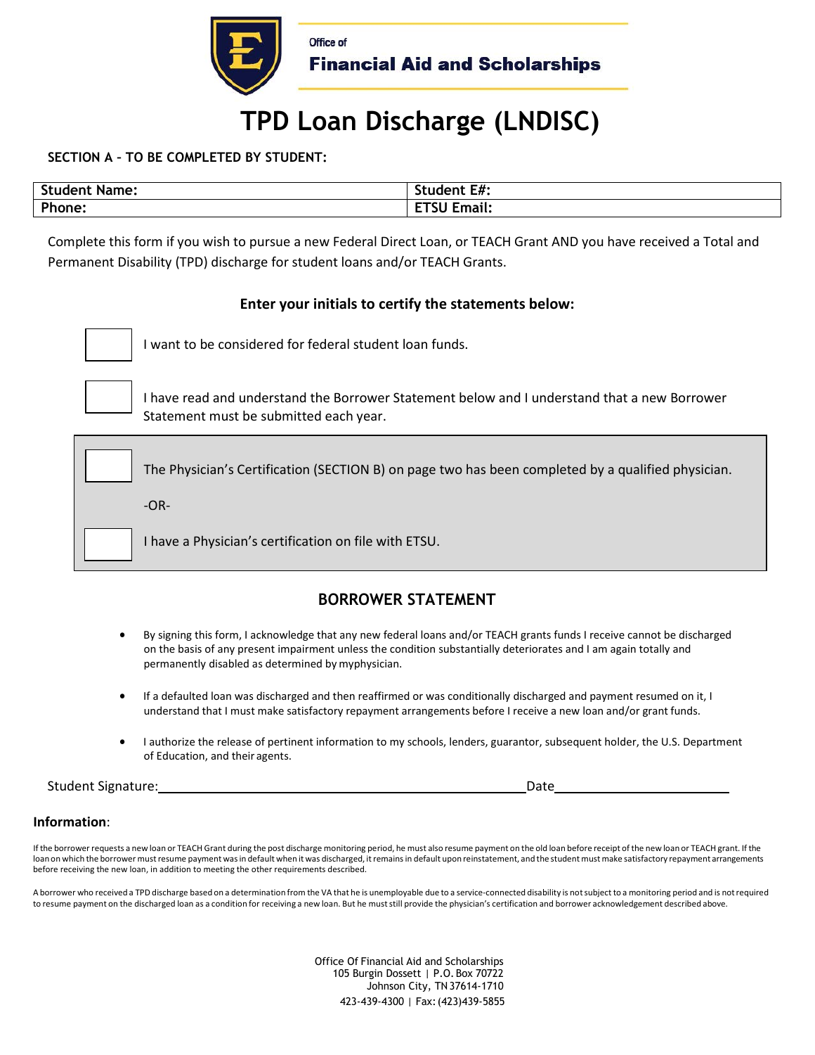Office of
**Financial Aid and Scholarships**

# TPD Loan Discharge (LNDISC)

**SECTION A – TO BE COMPLETED BY STUDENT:**

| Student Name: | Student E#: |
| --- | --- |
| Phone: | ETSU Email: |

Complete this form if you wish to pursue a new Federal Direct Loan, or TEACH Grant AND you have received a Total and Permanent Disability (TPD) discharge for student loans and/or TEACH Grants.

**Enter your initials to certify the statements below:**

☐ I want to be considered for federal student loan funds.

☐ I have read and understand the Borrower Statement below and I understand that a new Borrower Statement must be submitted each year.

☐ The Physician's Certification (SECTION B) on page two has been completed by a qualified physician.

-OR-

☐ I have a Physician's certification on file with ETSU.

## BORROWER STATEMENT

- By signing this form, I acknowledge that any new federal loans and/or TEACH grants funds I receive cannot be discharged on the basis of any present impairment unless the condition substantially deteriorates and I am again totally and permanently disabled as determined by myphysician.
- If a defaulted loan was discharged and then reaffirmed or was conditionally discharged and payment resumed on it, I understand that I must make satisfactory repayment arrangements before I receive a new loan and/or grant funds.
- I authorize the release of pertinent information to my schools, lenders, guarantor, subsequent holder, the U.S. Department of Education, and their agents.

Student Signature:\_\_\_\_\_\_\_\_\_\_\_\_\_\_\_\_\_\_\_\_\_\_\_\_\_\_\_\_\_\_\_\_\_\_\_\_\_\_\_\_ Date\_\_\_\_\_\_\_\_\_\_\_\_\_\_\_\_\_\_\_\_

**Information**:

If the borrower requests a new loan or TEACH Grant during the post discharge monitoring period, he must also resume payment on the old loan before receipt of the new loan or TEACH grant. If the loan on which the borrower must resume payment was in default when it was discharged, it remains in default upon reinstatement, and the student must make satisfactory repayment arrangements before receiving the new loan, in addition to meeting the other requirements described.

A borrower who received a TPD discharge based on a determination from the VA that he is unemployable due to a service-connected disability is not subject to a monitoring period and is not required to resume payment on the discharged loan as a condition for receiving a new loan. But he must still provide the physician's certification and borrower acknowledgement described above.

Office Of Financial Aid and Scholarships
105 Burgin Dossett | P.O. Box 70722
Johnson City, TN 37614-1710
423-439-4300 | Fax: (423)439-5855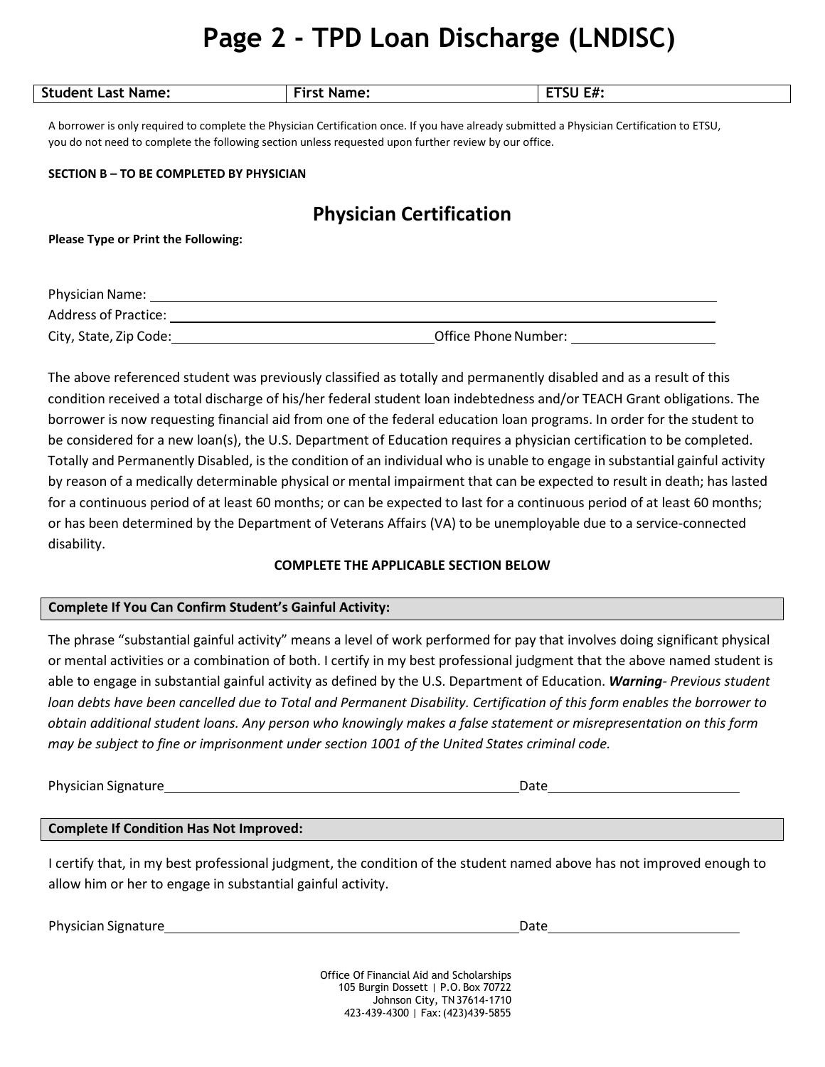# Page 2 - TPD Loan Discharge (LNDISC)

| Student Last Name: | First Name: | ETSU E#: |
|---|---|---|

A borrower is only required to complete the Physician Certification once. If you have already submitted a Physician Certification to ETSU, you do not need to complete the following section unless requested upon further review by our office.

**SECTION B – TO BE COMPLETED BY PHYSICIAN**

## Physician Certification

**Please Type or Print the Following:**

Physician Name: ______________________________

Address of Practice: ______________________________

City, State, Zip Code: ______________________ Office Phone Number: ______________

The above referenced student was previously classified as totally and permanently disabled and as a result of this condition received a total discharge of his/her federal student loan indebtedness and/or TEACH Grant obligations. The borrower is now requesting financial aid from one of the federal education loan programs. In order for the student to be considered for a new loan(s), the U.S. Department of Education requires a physician certification to be completed. Totally and Permanently Disabled, is the condition of an individual who is unable to engage in substantial gainful activity by reason of a medically determinable physical or mental impairment that can be expected to result in death; has lasted for a continuous period of at least 60 months; or can be expected to last for a continuous period of at least 60 months; or has been determined by the Department of Veterans Affairs (VA) to be unemployable due to a service-connected disability.

**COMPLETE THE APPLICABLE SECTION BELOW**

**Complete If You Can Confirm Student's Gainful Activity:**

The phrase "substantial gainful activity" means a level of work performed for pay that involves doing significant physical or mental activities or a combination of both. I certify in my best professional judgment that the above named student is able to engage in substantial gainful activity as defined by the U.S. Department of Education. ***Warning****- Previous student loan debts have been cancelled due to Total and Permanent Disability. Certification of this form enables the borrower to obtain additional student loans. Any person who knowingly makes a false statement or misrepresentation on this form may be subject to fine or imprisonment under section 1001 of the United States criminal code.*

Physician Signature ______________________________ Date ______________

**Complete If Condition Has Not Improved:**

I certify that, in my best professional judgment, the condition of the student named above has not improved enough to allow him or her to engage in substantial gainful activity.

Physician Signature ______________________________ Date ______________

Office Of Financial Aid and Scholarships
105 Burgin Dossett | P.O. Box 70722
Johnson City, TN 37614-1710
423-439-4300 | Fax: (423)439-5855